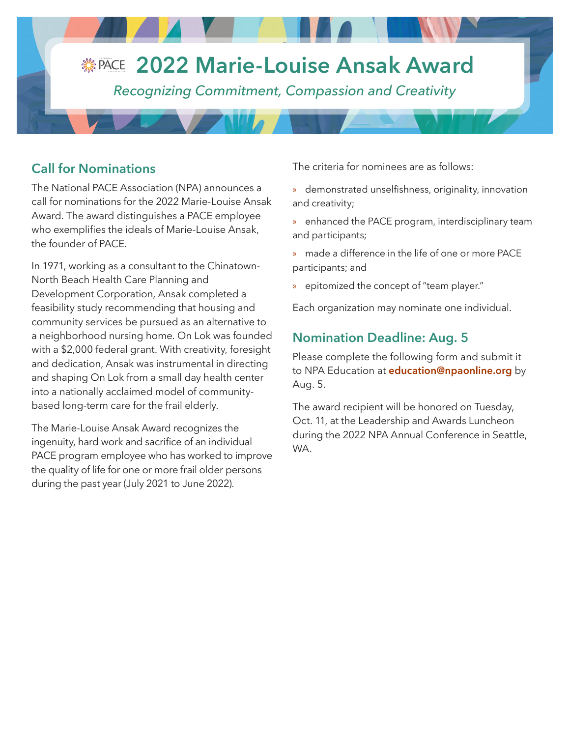# 2022 Marie-Louise Ansak Award

*Recognizing Commitment, Compassion and Creativity*

## Call for Nominations

The National PACE Association (NPA) announces a call for nominations for the 2022 Marie-Louise Ansak Award. The award distinguishes a PACE employee who exemplifies the ideals of Marie-Louise Ansak, the founder of PACE.

In 1971, working as a consultant to the Chinatown-North Beach Health Care Planning and Development Corporation, Ansak completed a feasibility study recommending that housing and community services be pursued as an alternative to a neighborhood nursing home. On Lok was founded with a $2,000 federal grant. With creativity, foresight and dedication, Ansak was instrumental in directing and shaping On Lok from a small day health center into a nationally acclaimed model of community-based long-term care for the frail elderly.

The Marie-Louise Ansak Award recognizes the ingenuity, hard work and sacrifice of an individual PACE program employee who has worked to improve the quality of life for one or more frail older persons during the past year (July 2021 to June 2022).

The criteria for nominees are as follows:

- demonstrated unselfishness, originality, innovation and creativity;
- enhanced the PACE program, interdisciplinary team and participants;
- made a difference in the life of one or more PACE participants; and
- epitomized the concept of "team player."

Each organization may nominate one individual.

## Nomination Deadline: Aug. 5

Please complete the following form and submit it to NPA Education at **education@npaonline.org** by Aug. 5.

The award recipient will be honored on Tuesday, Oct. 11, at the Leadership and Awards Luncheon during the 2022 NPA Annual Conference in Seattle, WA.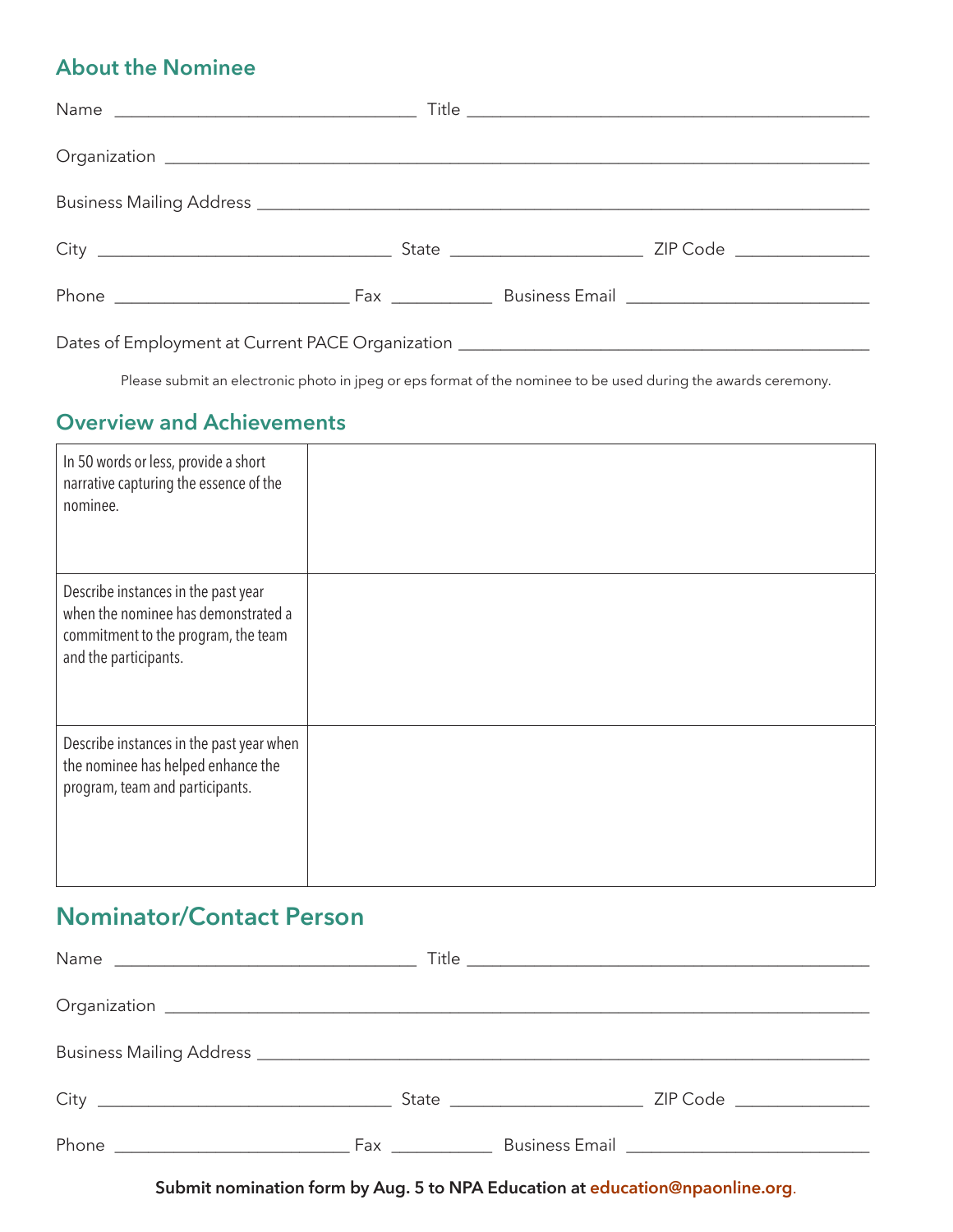## About the Nominee

Name ______________________________ Title ________________________________________

Organization ______________________________________________________________________

Business Mailing Address ________________________________________________________

City ____________________________ State ____________________ ZIP Code ______________

Phone ________________________ Fax __________ Business Email ________________________

Dates of Employment at Current PACE Organization ________________________________________

Please submit an electronic photo in jpeg or eps format of the nominee to be used during the awards ceremony.

## Overview and Achievements

| | |
|---|---|
| In 50 words or less, provide a short narrative capturing the essence of the nominee. | |
| Describe instances in the past year when the nominee has demonstrated a commitment to the program, the team and the participants. | |
| Describe instances in the past year when the nominee has helped enhance the program, team and participants. | |

## Nominator/Contact Person

Name ______________________________ Title ________________________________________

Organization ______________________________________________________________________

Business Mailing Address ________________________________________________________

City ____________________________ State ____________________ ZIP Code ______________

Phone ________________________ Fax __________ Business Email ________________________

**Submit nomination form by Aug. 5 to NPA Education at education@npaonline.org.**